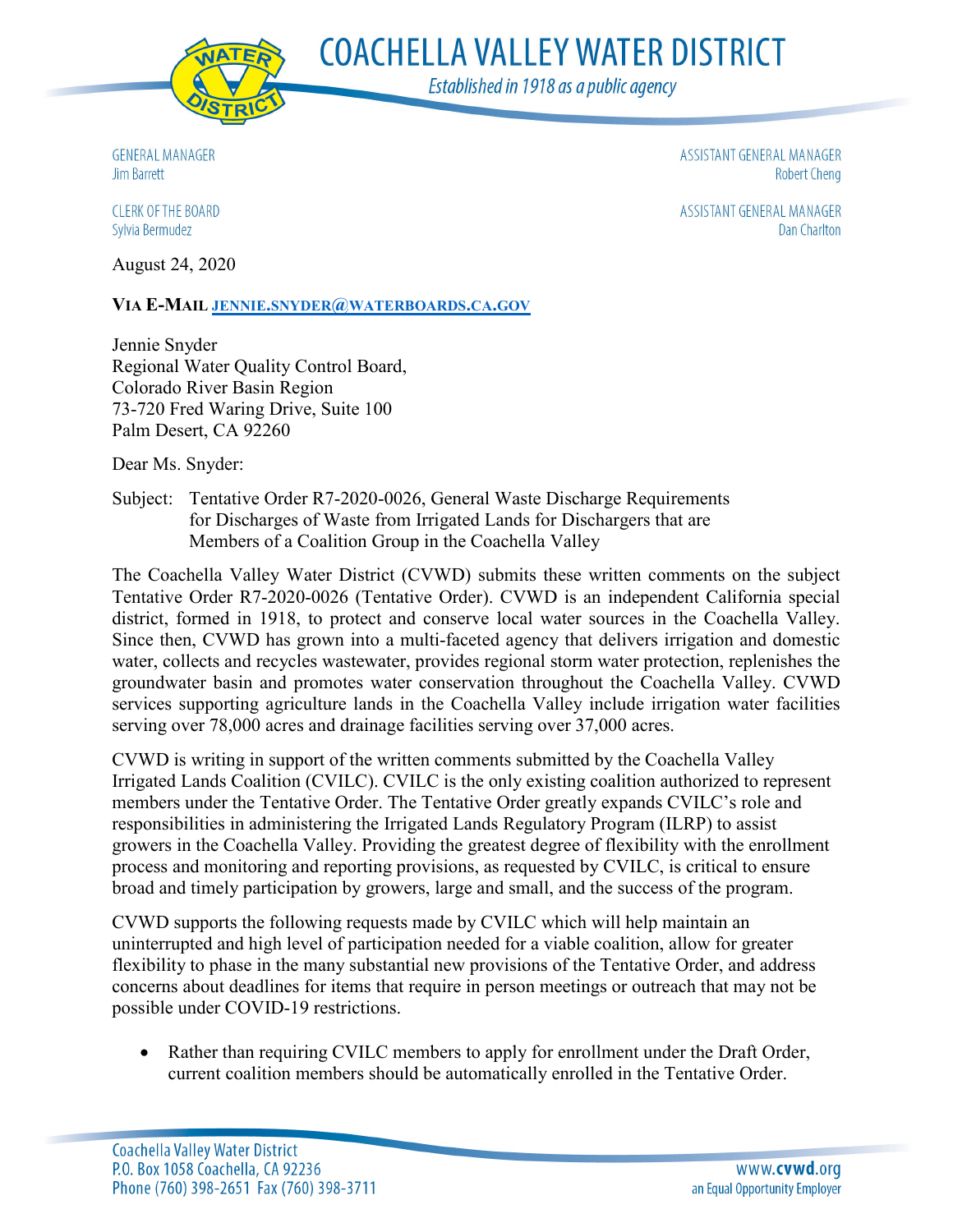# COACHELLA VALLEY WATER DISTRICT

*Established in 1918 as a public agency*

GENERAL MANAGER
Jim Barrett

CLERK OF THE BOARD
Sylvia Bermudez

ASSISTANT GENERAL MANAGER
Robert Cheng

ASSISTANT GENERAL MANAGER
Dan Charlton

August 24, 2020

**VIA E-MAIL JENNIE.SNYDER@WATERBOARDS.CA.GOV**

Jennie Snyder
Regional Water Quality Control Board,
Colorado River Basin Region
73-720 Fred Waring Drive, Suite 100
Palm Desert, CA 92260

Dear Ms. Snyder:

Subject: Tentative Order R7-2020-0026, General Waste Discharge Requirements for Discharges of Waste from Irrigated Lands for Dischargers that are Members of a Coalition Group in the Coachella Valley

The Coachella Valley Water District (CVWD) submits these written comments on the subject Tentative Order R7-2020-0026 (Tentative Order). CVWD is an independent California special district, formed in 1918, to protect and conserve local water sources in the Coachella Valley. Since then, CVWD has grown into a multi-faceted agency that delivers irrigation and domestic water, collects and recycles wastewater, provides regional storm water protection, replenishes the groundwater basin and promotes water conservation throughout the Coachella Valley. CVWD services supporting agriculture lands in the Coachella Valley include irrigation water facilities serving over 78,000 acres and drainage facilities serving over 37,000 acres.

CVWD is writing in support of the written comments submitted by the Coachella Valley Irrigated Lands Coalition (CVILC). CVILC is the only existing coalition authorized to represent members under the Tentative Order. The Tentative Order greatly expands CVILC's role and responsibilities in administering the Irrigated Lands Regulatory Program (ILRP) to assist growers in the Coachella Valley. Providing the greatest degree of flexibility with the enrollment process and monitoring and reporting provisions, as requested by CVILC, is critical to ensure broad and timely participation by growers, large and small, and the success of the program.

CVWD supports the following requests made by CVILC which will help maintain an uninterrupted and high level of participation needed for a viable coalition, allow for greater flexibility to phase in the many substantial new provisions of the Tentative Order, and address concerns about deadlines for items that require in person meetings or outreach that may not be possible under COVID-19 restrictions.

- Rather than requiring CVILC members to apply for enrollment under the Draft Order, current coalition members should be automatically enrolled in the Tentative Order.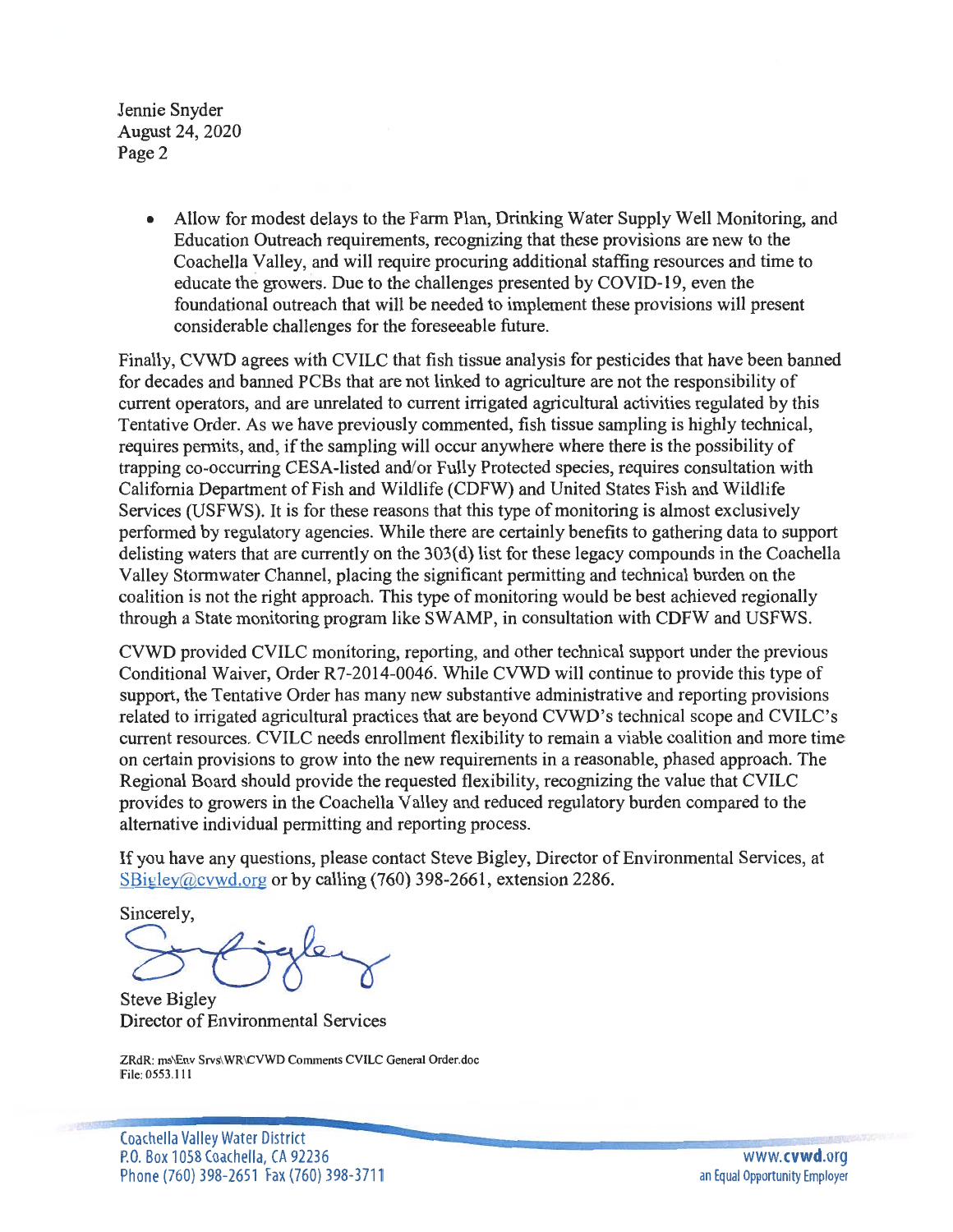- Allow for modest delays to the Farm Plan, Drinking Water Supply Well Monitoring, and Education Outreach requirements, recognizing that these provisions are new to the Coachella Valley, and will require procuring additional staffing resources and time to educate the growers. Due to the challenges presented by COVID-19, even the foundational outreach that will be needed to implement these provisions will present considerable challenges for the foreseeable future.

Finally, CVWD agrees with CVILC that fish tissue analysis for pesticides that have been banned for decades and banned PCBs that are not linked to agriculture are not the responsibility of current operators, and are unrelated to current irrigated agricultural activities regulated by this Tentative Order. As we have previously commented, fish tissue sampling is highly technical, requires permits, and, if the sampling will occur anywhere where there is the possibility of trapping co-occurring CESA-listed and/or Fully Protected species, requires consultation with California Department of Fish and Wildlife (CDFW) and United States Fish and Wildlife Services (USFWS). It is for these reasons that this type of monitoring is almost exclusively performed by regulatory agencies. While there are certainly benefits to gathering data to support delisting waters that are currently on the 303(d) list for these legacy compounds in the Coachella Valley Stormwater Channel, placing the significant permitting and technical burden on the coalition is not the right approach. This type of monitoring would be best achieved regionally through a State monitoring program like SWAMP, in consultation with CDFW and USFWS.

CVWD provided CVILC monitoring, reporting, and other technical support under the previous Conditional Waiver, Order R7-2014-0046. While CVWD will continue to provide this type of support, the Tentative Order has many new substantive administrative and reporting provisions related to irrigated agricultural practices that are beyond CVWD's technical scope and CVILC's current resources. CVILC needs enrollment flexibility to remain a viable coalition and more time on certain provisions to grow into the new requirements in a reasonable, phased approach. The Regional Board should provide the requested flexibility, recognizing the value that CVILC provides to growers in the Coachella Valley and reduced regulatory burden compared to the alternative individual permitting and reporting process.

If you have any questions, please contact Steve Bigley, Director of Environmental Services, at SBigley@cvwd.org or by calling (760) 398-2661, extension 2286.

Sincerely,

Steve Bigley
Director of Environmental Services

ZRdR: ms\Env Srvs\WR\CVWD Comments CVILC General Order.doc
File: 0553.111

Coachella Valley Water District
P.O. Box 1058 Coachella, CA 92236
Phone (760) 398-2651 Fax (760) 398-3711

www.cvwd.org
an Equal Opportunity Employer